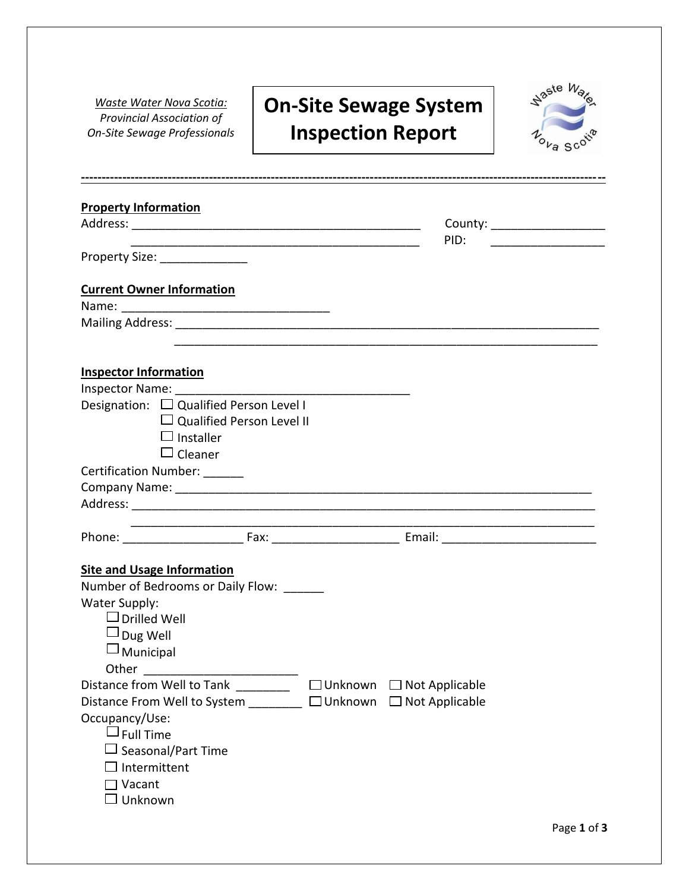*Waste Water Nova Scotia:*
*Provincial Association of*
*On-Site Sewage Professionals*

# On-Site Sewage System Inspection Report

---

**Property Information**

Address: ____________________________________________ County: _________________
____________________________________________ PID: _________________
Property Size: _____________

**Current Owner Information**

Name: _______________________________
Mailing Address: _________________________________________________________________
_________________________________________________________________

**Inspector Information**

Inspector Name: ____________________________________
Designation: ☐ Qualified Person Level I
☐ Qualified Person Level II
☐ Installer
☐ Cleaner
Certification Number: ______
Company Name: _________________________________________________________________
Address: ______________________________________________________________________
______________________________________________________________________
Phone: __________________ Fax: ___________________ Email: _______________________

**Site and Usage Information**

Number of Bedrooms or Daily Flow: ______
Water Supply:
☐ Drilled Well
☐ Dug Well
☐ Municipal
Other _______________________
Distance from Well to Tank ________ ☐ Unknown ☐ Not Applicable
Distance From Well to System ________ ☐ Unknown ☐ Not Applicable
Occupancy/Use:
☐ Full Time
☐ Seasonal/Part Time
☐ Intermittent
☐ Vacant
☐ Unknown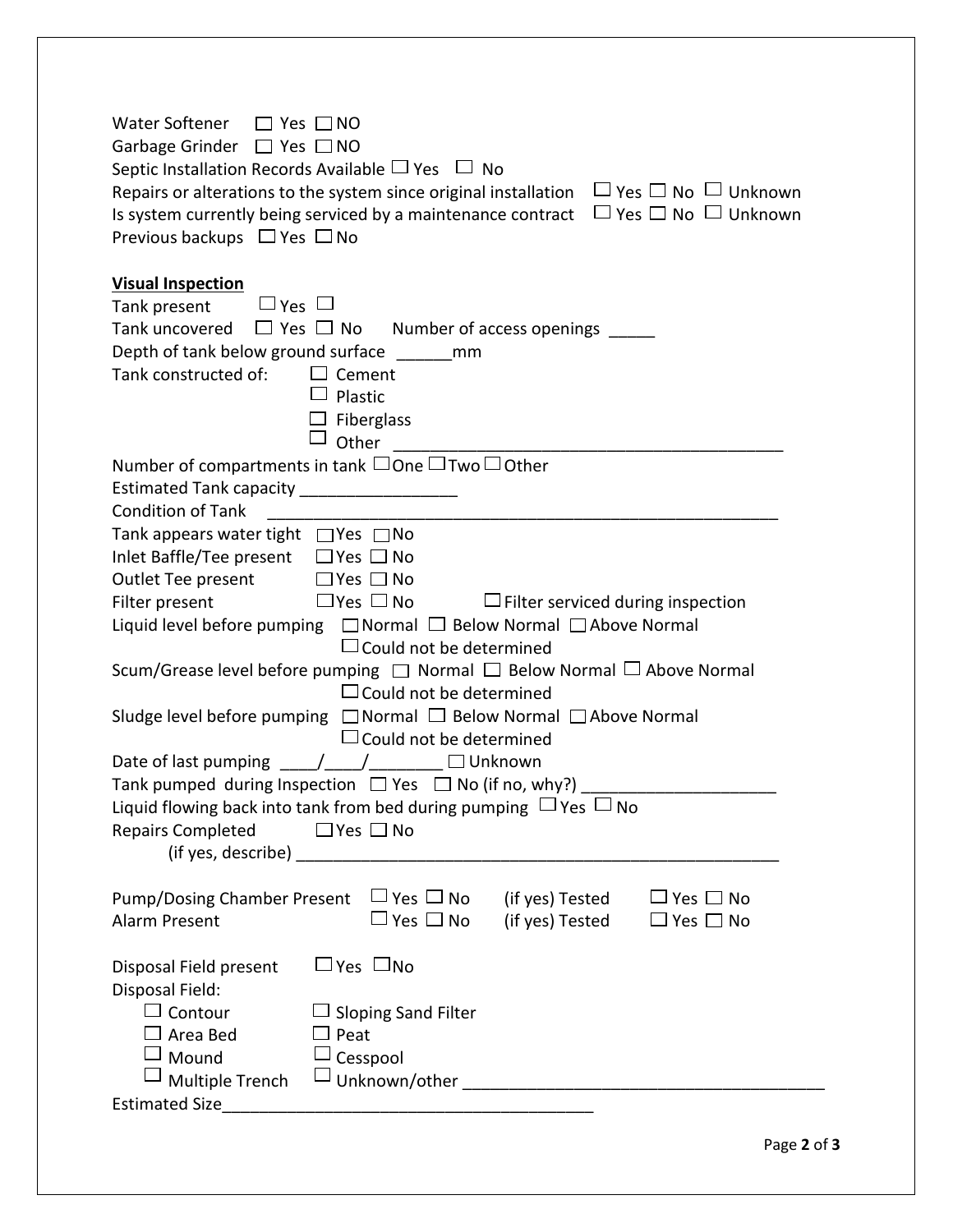Water Softener ☐ Yes ☐ NO
Garbage Grinder ☐ Yes ☐ NO
Septic Installation Records Available ☐ Yes ☐ No
Repairs or alterations to the system since original installation ☐ Yes ☐ No ☐ Unknown
Is system currently being serviced by a maintenance contract ☐ Yes ☐ No ☐ Unknown
Previous backups ☐ Yes ☐ No

**Visual Inspection**

Tank present ☐ Yes ☐
Tank uncovered ☐ Yes ☐ No Number of access openings _____
Depth of tank below ground surface ______mm
Tank constructed of: ☐ Cement
☐ Plastic
☐ Fiberglass
☐ Other ___________________________________________
Number of compartments in tank ☐ One ☐ Two ☐ Other
Estimated Tank capacity _________________
Condition of Tank _______________________________________________________
Tank appears water tight ☐ Yes ☐ No
Inlet Baffle/Tee present ☐ Yes ☐ No
Outlet Tee present ☐ Yes ☐ No
Filter present ☐ Yes ☐ No ☐ Filter serviced during inspection
Liquid level before pumping ☐ Normal ☐ Below Normal ☐ Above Normal
☐ Could not be determined
Scum/Grease level before pumping ☐ Normal ☐ Below Normal ☐ Above Normal
☐ Could not be determined
Sludge level before pumping ☐ Normal ☐ Below Normal ☐ Above Normal
☐ Could not be determined
Date of last pumping ____/____/________ ☐ Unknown
Tank pumped during Inspection ☐ Yes ☐ No (if no, why?) ____________________
Liquid flowing back into tank from bed during pumping ☐ Yes ☐ No
Repairs Completed ☐ Yes ☐ No
(if yes, describe) ______________________________________________________

Pump/Dosing Chamber Present ☐ Yes ☐ No (if yes) Tested ☐ Yes ☐ No
Alarm Present ☐ Yes ☐ No (if yes) Tested ☐ Yes ☐ No

Disposal Field present ☐ Yes ☐ No
Disposal Field:
☐ Contour ☐ Sloping Sand Filter
☐ Area Bed ☐ Peat
☐ Mound ☐ Cesspool
☐ Multiple Trench ☐ Unknown/other ______________________________________
Estimated Size________________________________________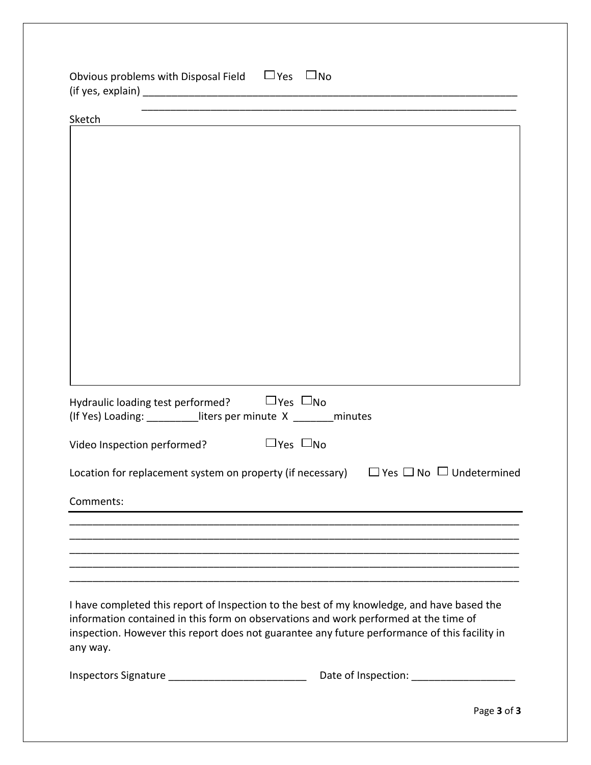Obvious problems with Disposal Field ☐ Yes ☐ No

(if yes, explain) ____________________________________________________________________

____________________________________________________________________

Sketch

Hydraulic loading test performed? ☐ Yes ☐ No

(If Yes) Loading: _________liters per minute X _______minutes

Video Inspection performed? ☐ Yes ☐ No

Location for replacement system on property (if necessary) ☐ Yes ☐ No ☐ Undetermined

Comments:

________________________________________________________________________________

________________________________________________________________________________

________________________________________________________________________________

________________________________________________________________________________

________________________________________________________________________________

I have completed this report of Inspection to the best of my knowledge, and have based the information contained in this form on observations and work performed at the time of inspection. However this report does not guarantee any future performance of this facility in any way.

Inspectors Signature ________________________ Date of Inspection: __________________